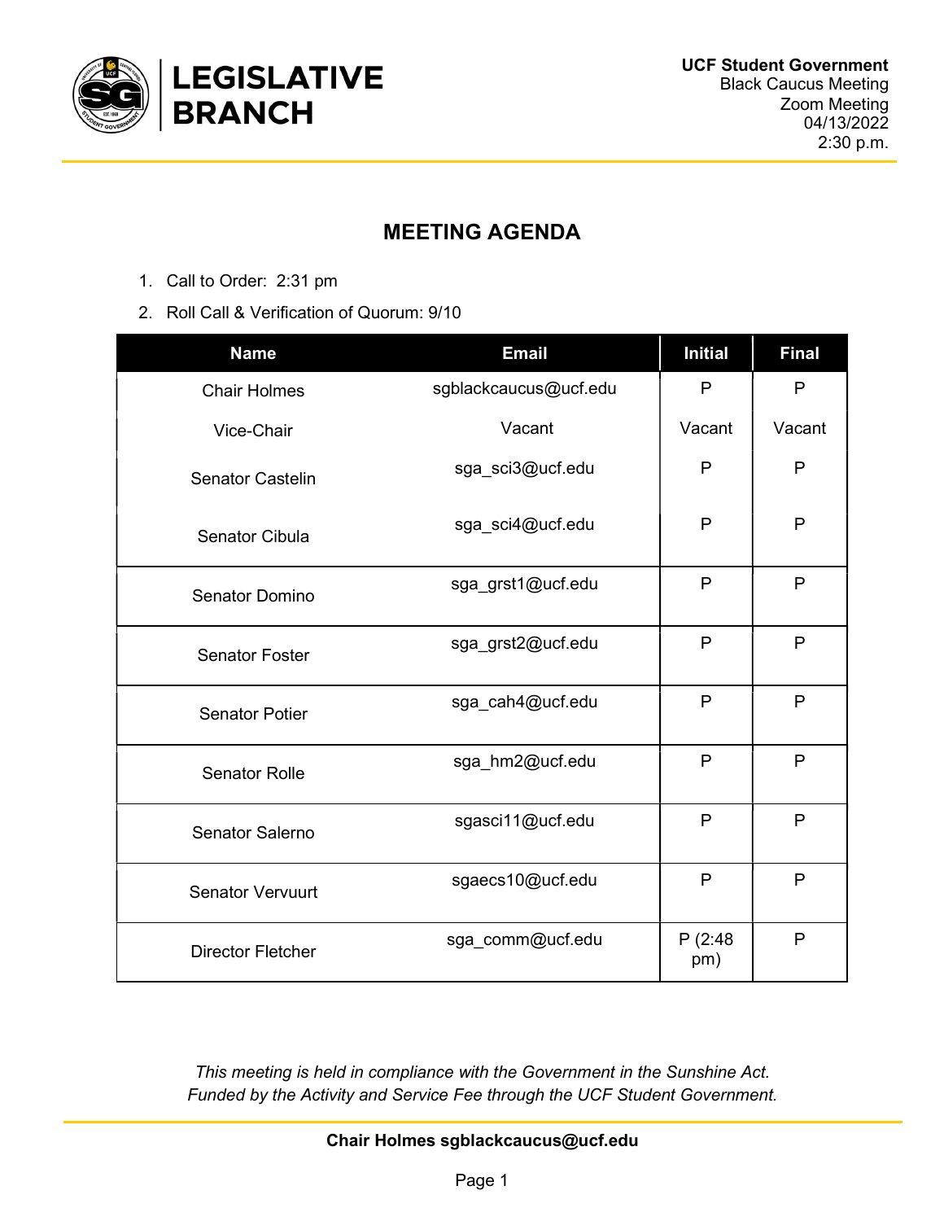**LEGISLATIVE BRANCH**

**UCF Student Government**
Black Caucus Meeting
Zoom Meeting
04/13/2022
2:30 p.m.

## MEETING AGENDA

1. Call to Order: 2:31 pm
2. Roll Call & Verification of Quorum: 9/10

| Name | Email | Initial | Final |
|---|---|---|---|
| Chair Holmes | sgblackcaucus@ucf.edu | P | P |
| Vice-Chair | Vacant | Vacant | Vacant |
| Senator Castelin | sga_sci3@ucf.edu | P | P |
| Senator Cibula | sga_sci4@ucf.edu | P | P |
| Senator Domino | sga_grst1@ucf.edu | P | P |
| Senator Foster | sga_grst2@ucf.edu | P | P |
| Senator Potier | sga_cah4@ucf.edu | P | P |
| Senator Rolle | sga_hm2@ucf.edu | P | P |
| Senator Salerno | sgasci11@ucf.edu | P | P |
| Senator Vervuurt | sgaecs10@ucf.edu | P | P |
| Director Fletcher | sga_comm@ucf.edu | P (2:48 pm) | P |

*This meeting is held in compliance with the Government in the Sunshine Act.*
*Funded by the Activity and Service Fee through the UCF Student Government.*

**Chair Holmes sgblackcaucus@ucf.edu**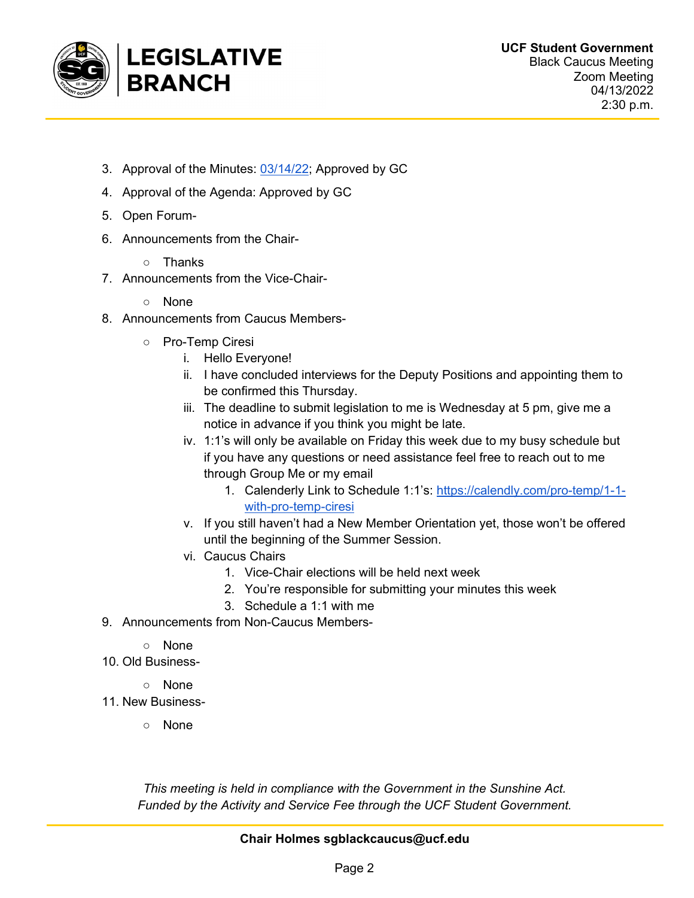3. Approval of the Minutes: [03/14/22](); Approved by GC
4. Approval of the Agenda: Approved by GC
5. Open Forum-
6. Announcements from the Chair-
   - Thanks
7. Announcements from the Vice-Chair-
   - None
8. Announcements from Caucus Members-
   - Pro-Temp Ciresi
     i. Hello Everyone!
     ii. I have concluded interviews for the Deputy Positions and appointing them to be confirmed this Thursday.
     iii. The deadline to submit legislation to me is Wednesday at 5 pm, give me a notice in advance if you think you might be late.
     iv. 1:1's will only be available on Friday this week due to my busy schedule but if you have any questions or need assistance feel free to reach out to me through Group Me or my email
         1. Calenderly Link to Schedule 1:1's: https://calendly.com/pro-temp/1-1-with-pro-temp-ciresi
     v. If you still haven't had a New Member Orientation yet, those won't be offered until the beginning of the Summer Session.
     vi. Caucus Chairs
         1. Vice-Chair elections will be held next week
         2. You're responsible for submitting your minutes this week
         3. Schedule a 1:1 with me
9. Announcements from Non-Caucus Members-
   - None
10. Old Business-
    - None
11. New Business-
    - None

*This meeting is held in compliance with the Government in the Sunshine Act.*
*Funded by the Activity and Service Fee through the UCF Student Government.*

**Chair Holmes sgblackcaucus@ucf.edu**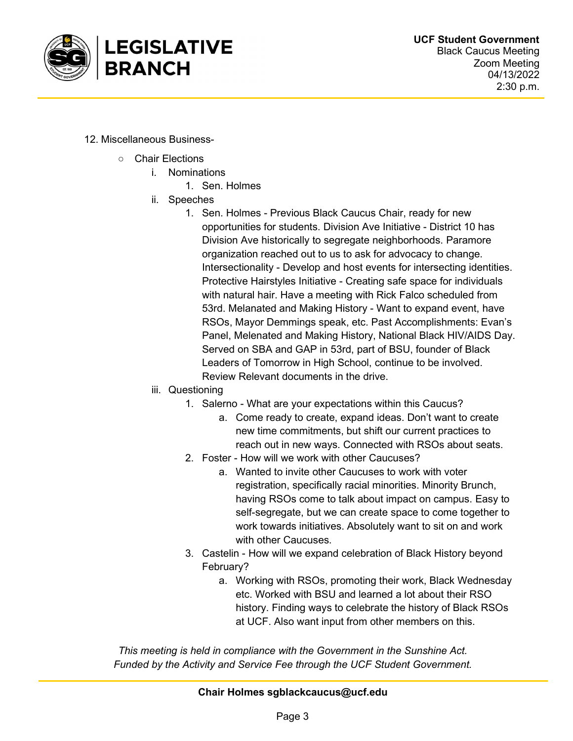12. Miscellaneous Business-
    - Chair Elections
        i. Nominations
            1. Sen. Holmes
        ii. Speeches
            1. Sen. Holmes - Previous Black Caucus Chair, ready for new opportunities for students. Division Ave Initiative - District 10 has Division Ave historically to segregate neighborhoods. Paramore organization reached out to us to ask for advocacy to change. Intersectionality - Develop and host events for intersecting identities. Protective Hairstyles Initiative - Creating safe space for individuals with natural hair. Have a meeting with Rick Falco scheduled from 53rd. Melanated and Making History - Want to expand event, have RSOs, Mayor Demmings speak, etc. Past Accomplishments: Evan's Panel, Melenated and Making History, National Black HIV/AIDS Day. Served on SBA and GAP in 53rd, part of BSU, founder of Black Leaders of Tomorrow in High School, continue to be involved. Review Relevant documents in the drive.
        iii. Questioning
            1. Salerno - What are your expectations within this Caucus?
                a. Come ready to create, expand ideas. Don't want to create new time commitments, but shift our current practices to reach out in new ways. Connected with RSOs about seats.
            2. Foster - How will we work with other Caucuses?
                a. Wanted to invite other Caucuses to work with voter registration, specifically racial minorities. Minority Brunch, having RSOs come to talk about impact on campus. Easy to self-segregate, but we can create space to come together to work towards initiatives. Absolutely want to sit on and work with other Caucuses.
            3. Castelin - How will we expand celebration of Black History beyond February?
                a. Working with RSOs, promoting their work, Black Wednesday etc. Worked with BSU and learned a lot about their RSO history. Finding ways to celebrate the history of Black RSOs at UCF. Also want input from other members on this.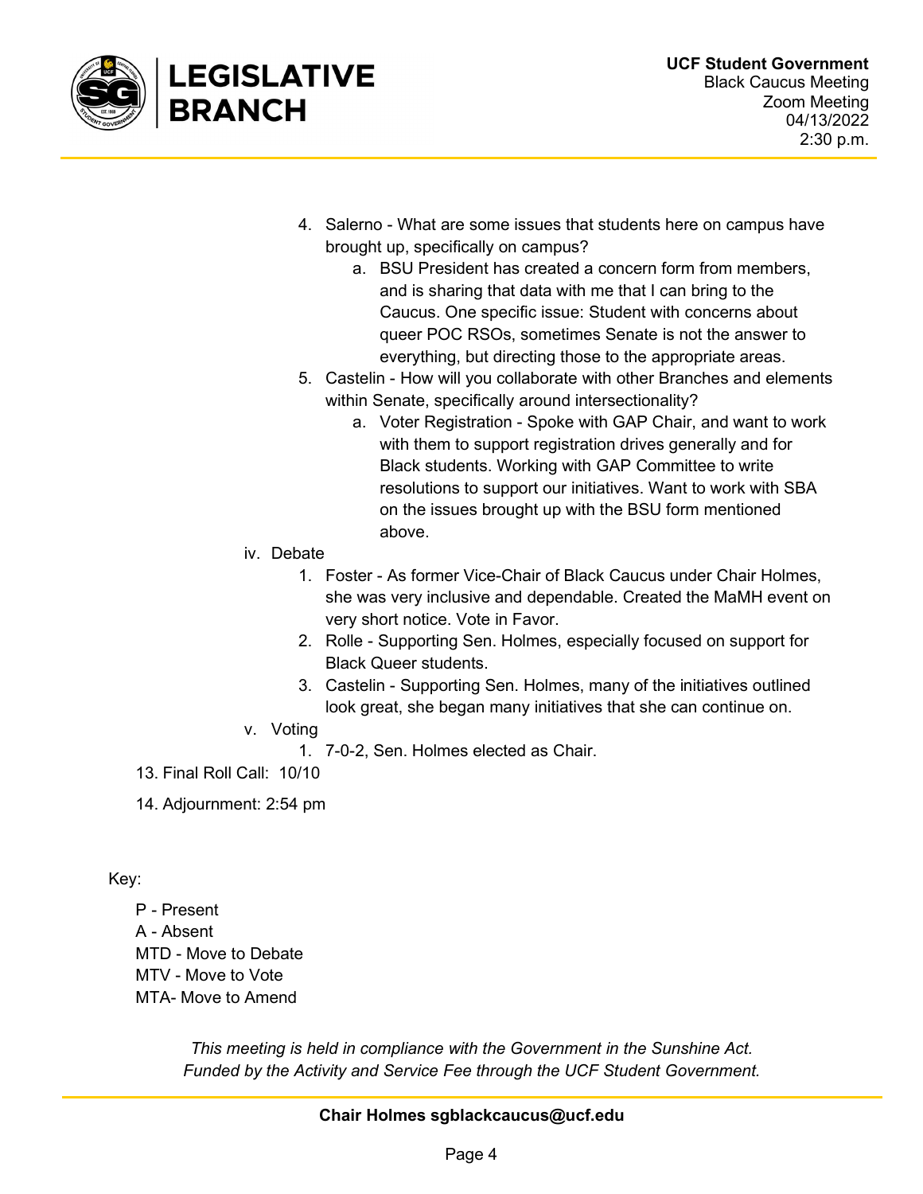4. Salerno - What are some issues that students here on campus have brought up, specifically on campus?
    a. BSU President has created a concern form from members, and is sharing that data with me that I can bring to the Caucus. One specific issue: Student with concerns about queer POC RSOs, sometimes Senate is not the answer to everything, but directing those to the appropriate areas.
5. Castelin - How will you collaborate with other Branches and elements within Senate, specifically around intersectionality?
    a. Voter Registration - Spoke with GAP Chair, and want to work with them to support registration drives generally and for Black students. Working with GAP Committee to write resolutions to support our initiatives. Want to work with SBA on the issues brought up with the BSU form mentioned above.

iv. Debate

1. Foster - As former Vice-Chair of Black Caucus under Chair Holmes, she was very inclusive and dependable. Created the MaMH event on very short notice. Vote in Favor.
2. Rolle - Supporting Sen. Holmes, especially focused on support for Black Queer students.
3. Castelin - Supporting Sen. Holmes, many of the initiatives outlined look great, she began many initiatives that she can continue on.

v. Voting

1. 7-0-2, Sen. Holmes elected as Chair.

13. Final Roll Call: 10/10

14. Adjournment: 2:54 pm

Key:

- P - Present
- A - Absent
- MTD - Move to Debate
- MTV - Move to Vote
- MTA- Move to Amend

*This meeting is held in compliance with the Government in the Sunshine Act.*
*Funded by the Activity and Service Fee through the UCF Student Government.*

**Chair Holmes sgblackcaucus@ucf.edu**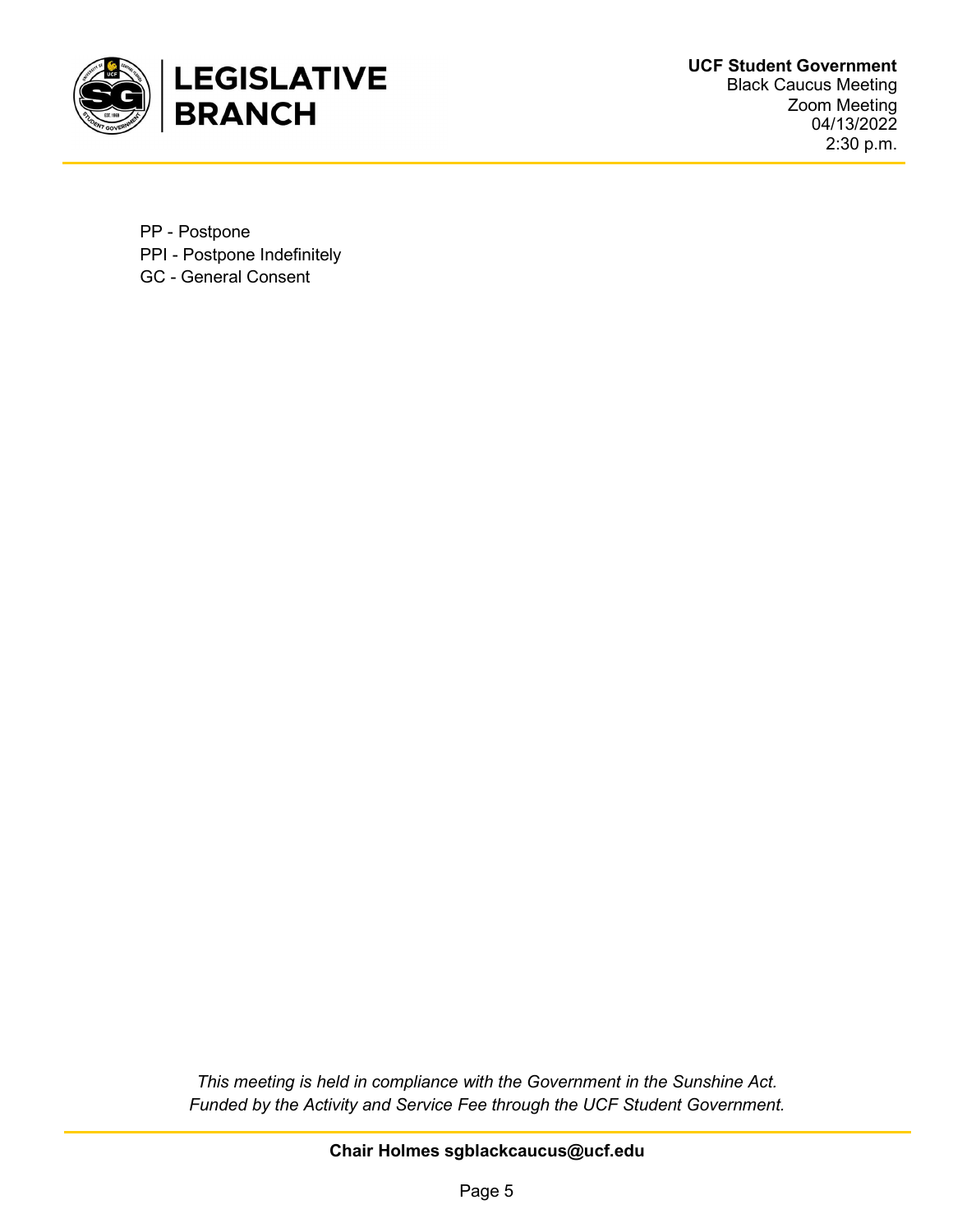PP - Postpone
PPI - Postpone Indefinitely
GC - General Consent

*This meeting is held in compliance with the Government in the Sunshine Act.*
*Funded by the Activity and Service Fee through the UCF Student Government.*

**Chair Holmes sgblackcaucus@ucf.edu**